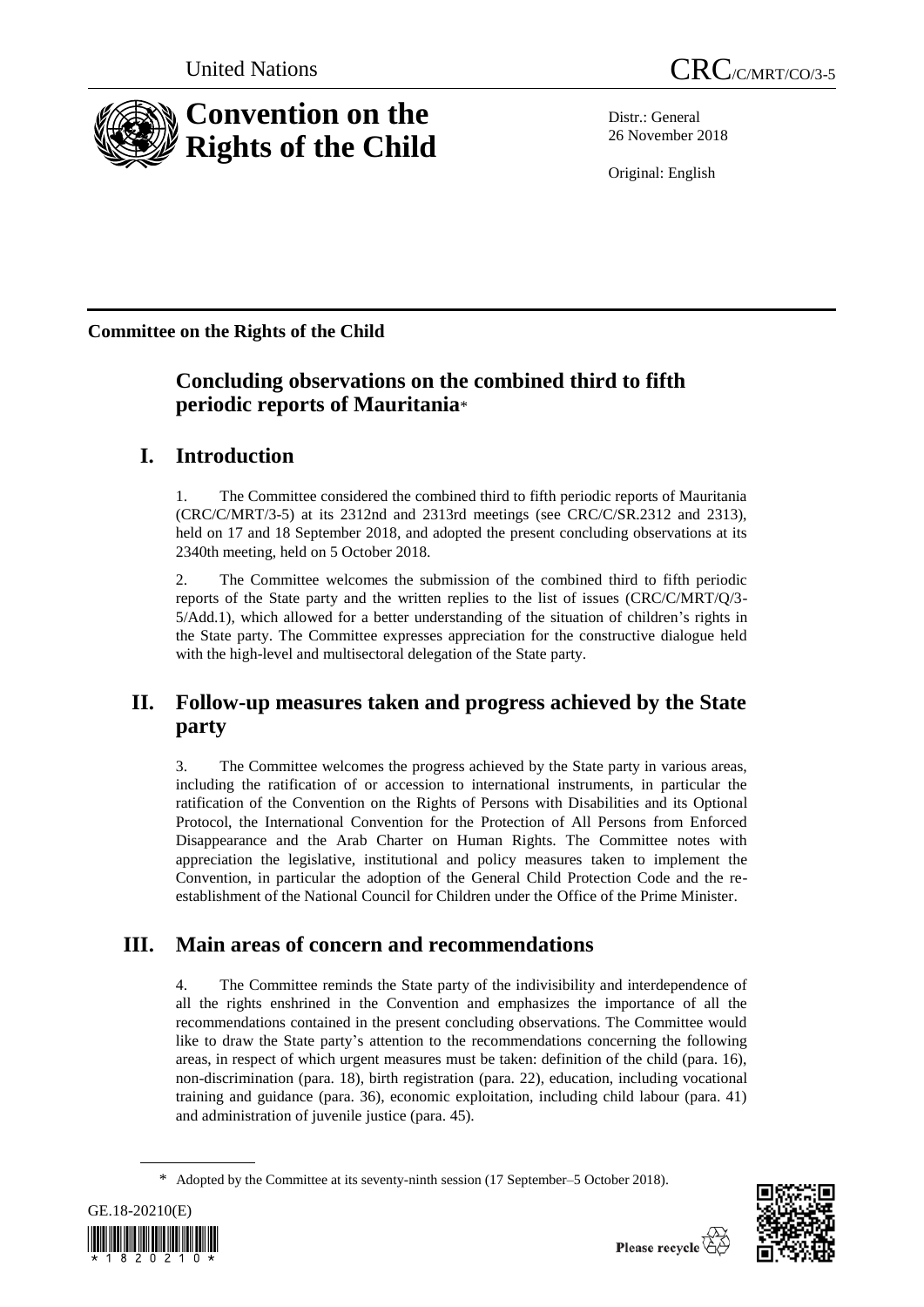United Nations

CRC/C/MRT/CO/3-5

# Convention on the Rights of the Child

Distr.: General
26 November 2018

Original: English

**Committee on the Rights of the Child**

## Concluding observations on the combined third to fifth periodic reports of Mauritania*

## I. Introduction

1. The Committee considered the combined third to fifth periodic reports of Mauritania (CRC/C/MRT/3-5) at its 2312nd and 2313rd meetings (see CRC/C/SR.2312 and 2313), held on 17 and 18 September 2018, and adopted the present concluding observations at its 2340th meeting, held on 5 October 2018.

2. The Committee welcomes the submission of the combined third to fifth periodic reports of the State party and the written replies to the list of issues (CRC/C/MRT/Q/3-5/Add.1), which allowed for a better understanding of the situation of children's rights in the State party. The Committee expresses appreciation for the constructive dialogue held with the high-level and multisectoral delegation of the State party.

## II. Follow-up measures taken and progress achieved by the State party

3. The Committee welcomes the progress achieved by the State party in various areas, including the ratification of or accession to international instruments, in particular the ratification of the Convention on the Rights of Persons with Disabilities and its Optional Protocol, the International Convention for the Protection of All Persons from Enforced Disappearance and the Arab Charter on Human Rights. The Committee notes with appreciation the legislative, institutional and policy measures taken to implement the Convention, in particular the adoption of the General Child Protection Code and the re-establishment of the National Council for Children under the Office of the Prime Minister.

## III. Main areas of concern and recommendations

4. The Committee reminds the State party of the indivisibility and interdependence of all the rights enshrined in the Convention and emphasizes the importance of all the recommendations contained in the present concluding observations. The Committee would like to draw the State party's attention to the recommendations concerning the following areas, in respect of which urgent measures must be taken: definition of the child (para. 16), non-discrimination (para. 18), birth registration (para. 22), education, including vocational training and guidance (para. 36), economic exploitation, including child labour (para. 41) and administration of juvenile justice (para. 45).

\* Adopted by the Committee at its seventy-ninth session (17 September–5 October 2018).

GE.18-20210(E)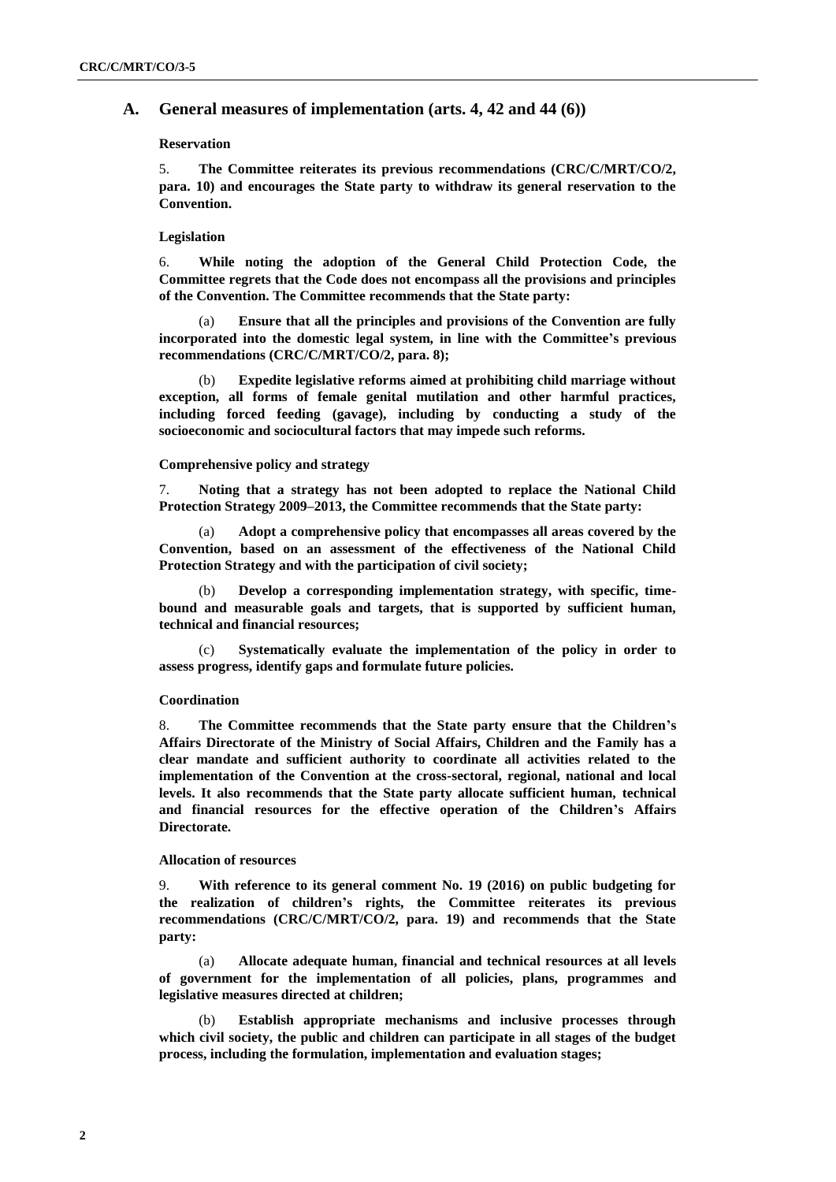## A. General measures of implementation (arts. 4, 42 and 44 (6))

### Reservation

5. **The Committee reiterates its previous recommendations (CRC/C/MRT/CO/2, para. 10) and encourages the State party to withdraw its general reservation to the Convention.**

### Legislation

6. **While noting the adoption of the General Child Protection Code, the Committee regrets that the Code does not encompass all the provisions and principles of the Convention. The Committee recommends that the State party:**

(a) **Ensure that all the principles and provisions of the Convention are fully incorporated into the domestic legal system, in line with the Committee's previous recommendations (CRC/C/MRT/CO/2, para. 8);**

(b) **Expedite legislative reforms aimed at prohibiting child marriage without exception, all forms of female genital mutilation and other harmful practices, including forced feeding (gavage), including by conducting a study of the socioeconomic and sociocultural factors that may impede such reforms.**

### Comprehensive policy and strategy

7. **Noting that a strategy has not been adopted to replace the National Child Protection Strategy 2009–2013, the Committee recommends that the State party:**

(a) **Adopt a comprehensive policy that encompasses all areas covered by the Convention, based on an assessment of the effectiveness of the National Child Protection Strategy and with the participation of civil society;**

(b) **Develop a corresponding implementation strategy, with specific, time-bound and measurable goals and targets, that is supported by sufficient human, technical and financial resources;**

(c) **Systematically evaluate the implementation of the policy in order to assess progress, identify gaps and formulate future policies.**

### Coordination

8. **The Committee recommends that the State party ensure that the Children's Affairs Directorate of the Ministry of Social Affairs, Children and the Family has a clear mandate and sufficient authority to coordinate all activities related to the implementation of the Convention at the cross-sectoral, regional, national and local levels. It also recommends that the State party allocate sufficient human, technical and financial resources for the effective operation of the Children's Affairs Directorate.**

### Allocation of resources

9. **With reference to its general comment No. 19 (2016) on public budgeting for the realization of children's rights, the Committee reiterates its previous recommendations (CRC/C/MRT/CO/2, para. 19) and recommends that the State party:**

(a) **Allocate adequate human, financial and technical resources at all levels of government for the implementation of all policies, plans, programmes and legislative measures directed at children;**

(b) **Establish appropriate mechanisms and inclusive processes through which civil society, the public and children can participate in all stages of the budget process, including the formulation, implementation and evaluation stages;**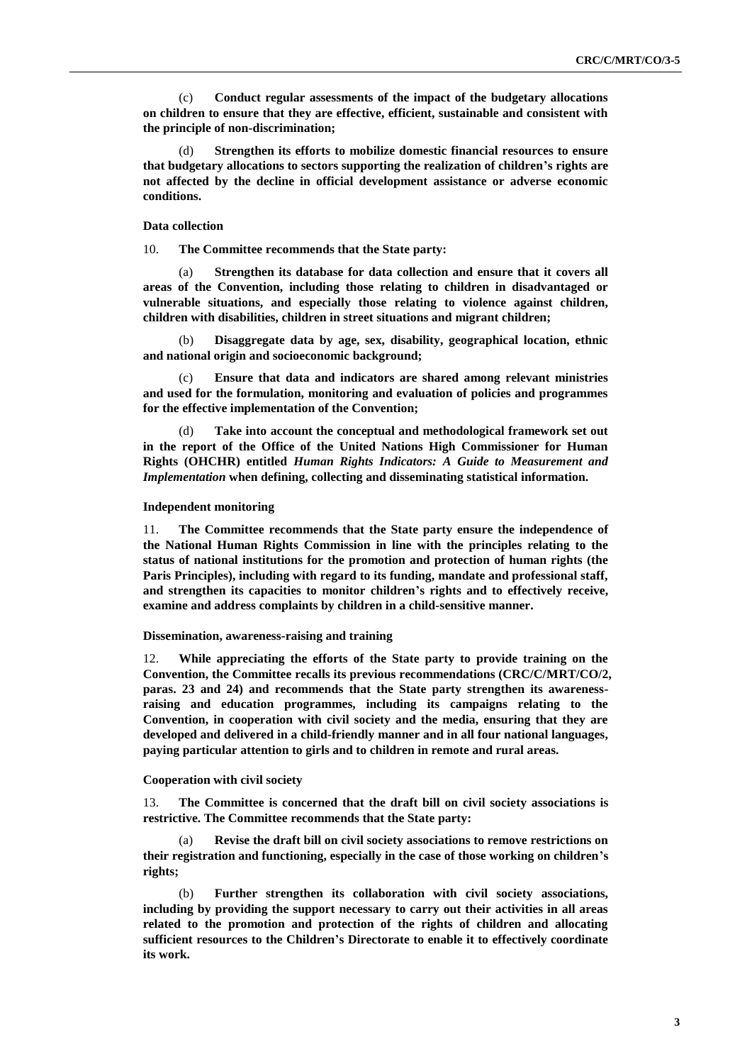(c) **Conduct regular assessments of the impact of the budgetary allocations on children to ensure that they are effective, efficient, sustainable and consistent with the principle of non-discrimination;**

(d) **Strengthen its efforts to mobilize domestic financial resources to ensure that budgetary allocations to sectors supporting the realization of children's rights are not affected by the decline in official development assistance or adverse economic conditions.**

#### Data collection

10. **The Committee recommends that the State party:**

(a) **Strengthen its database for data collection and ensure that it covers all areas of the Convention, including those relating to children in disadvantaged or vulnerable situations, and especially those relating to violence against children, children with disabilities, children in street situations and migrant children;**

(b) **Disaggregate data by age, sex, disability, geographical location, ethnic and national origin and socioeconomic background;**

(c) **Ensure that data and indicators are shared among relevant ministries and used for the formulation, monitoring and evaluation of policies and programmes for the effective implementation of the Convention;**

(d) **Take into account the conceptual and methodological framework set out in the report of the Office of the United Nations High Commissioner for Human Rights (OHCHR) entitled *Human Rights Indicators: A Guide to Measurement and Implementation* when defining, collecting and disseminating statistical information.**

#### Independent monitoring

11. **The Committee recommends that the State party ensure the independence of the National Human Rights Commission in line with the principles relating to the status of national institutions for the promotion and protection of human rights (the Paris Principles), including with regard to its funding, mandate and professional staff, and strengthen its capacities to monitor children's rights and to effectively receive, examine and address complaints by children in a child-sensitive manner.**

#### Dissemination, awareness-raising and training

12. **While appreciating the efforts of the State party to provide training on the Convention, the Committee recalls its previous recommendations (CRC/C/MRT/CO/2, paras. 23 and 24) and recommends that the State party strengthen its awareness-raising and education programmes, including its campaigns relating to the Convention, in cooperation with civil society and the media, ensuring that they are developed and delivered in a child-friendly manner and in all four national languages, paying particular attention to girls and to children in remote and rural areas.**

#### Cooperation with civil society

13. **The Committee is concerned that the draft bill on civil society associations is restrictive. The Committee recommends that the State party:**

(a) **Revise the draft bill on civil society associations to remove restrictions on their registration and functioning, especially in the case of those working on children's rights;**

(b) **Further strengthen its collaboration with civil society associations, including by providing the support necessary to carry out their activities in all areas related to the promotion and protection of the rights of children and allocating sufficient resources to the Children's Directorate to enable it to effectively coordinate its work.**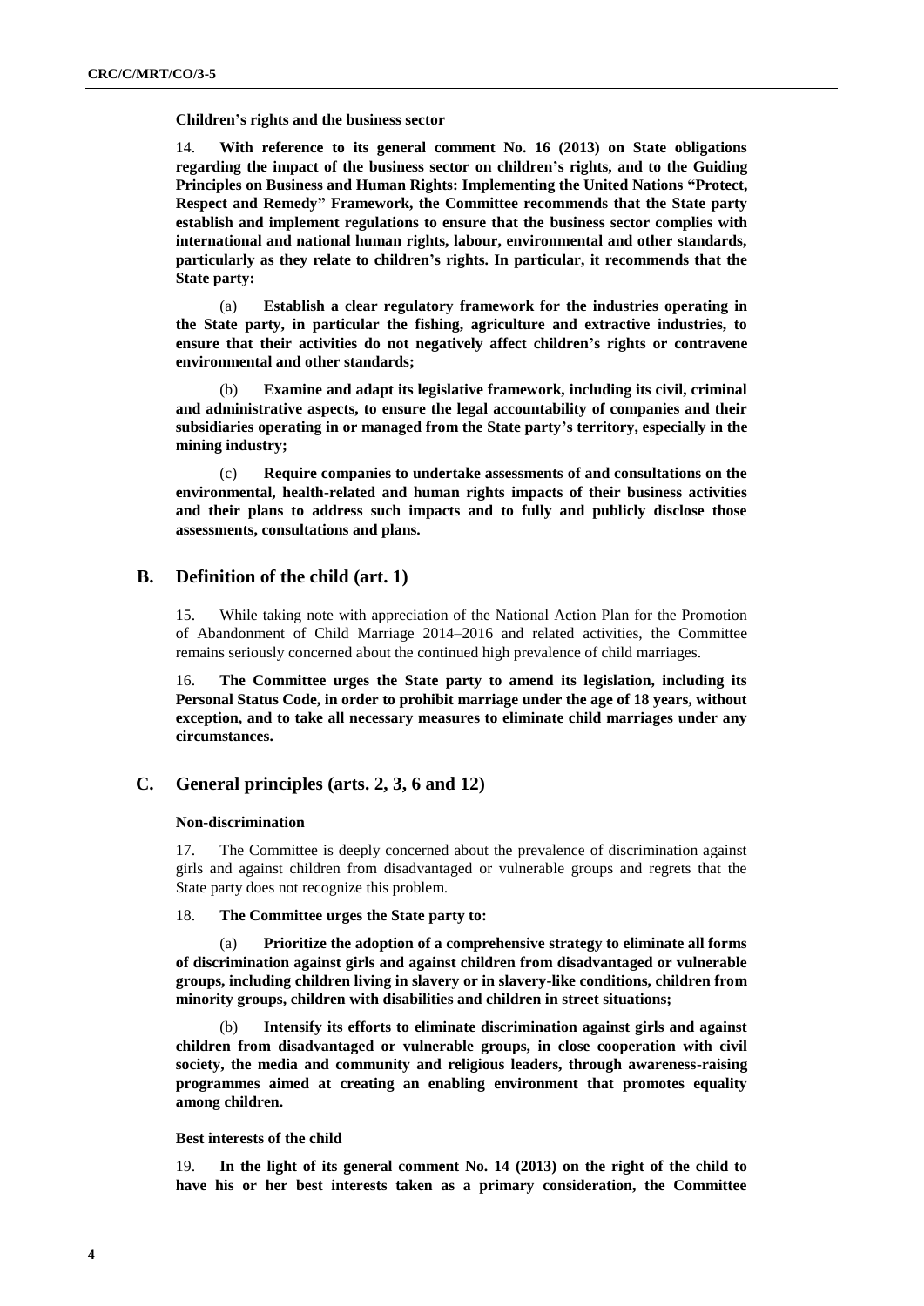**Children's rights and the business sector**

14. **With reference to its general comment No. 16 (2013) on State obligations regarding the impact of the business sector on children's rights, and to the Guiding Principles on Business and Human Rights: Implementing the United Nations "Protect, Respect and Remedy" Framework, the Committee recommends that the State party establish and implement regulations to ensure that the business sector complies with international and national human rights, labour, environmental and other standards, particularly as they relate to children's rights. In particular, it recommends that the State party:**

(a) **Establish a clear regulatory framework for the industries operating in the State party, in particular the fishing, agriculture and extractive industries, to ensure that their activities do not negatively affect children's rights or contravene environmental and other standards;**

(b) **Examine and adapt its legislative framework, including its civil, criminal and administrative aspects, to ensure the legal accountability of companies and their subsidiaries operating in or managed from the State party's territory, especially in the mining industry;**

(c) **Require companies to undertake assessments of and consultations on the environmental, health-related and human rights impacts of their business activities and their plans to address such impacts and to fully and publicly disclose those assessments, consultations and plans.**

## B. Definition of the child (art. 1)

15. While taking note with appreciation of the National Action Plan for the Promotion of Abandonment of Child Marriage 2014–2016 and related activities, the Committee remains seriously concerned about the continued high prevalence of child marriages.

16. **The Committee urges the State party to amend its legislation, including its Personal Status Code, in order to prohibit marriage under the age of 18 years, without exception, and to take all necessary measures to eliminate child marriages under any circumstances.**

## C. General principles (arts. 2, 3, 6 and 12)

**Non-discrimination**

17. The Committee is deeply concerned about the prevalence of discrimination against girls and against children from disadvantaged or vulnerable groups and regrets that the State party does not recognize this problem.

18. **The Committee urges the State party to:**

(a) **Prioritize the adoption of a comprehensive strategy to eliminate all forms of discrimination against girls and against children from disadvantaged or vulnerable groups, including children living in slavery or in slavery-like conditions, children from minority groups, children with disabilities and children in street situations;**

(b) **Intensify its efforts to eliminate discrimination against girls and against children from disadvantaged or vulnerable groups, in close cooperation with civil society, the media and community and religious leaders, through awareness-raising programmes aimed at creating an enabling environment that promotes equality among children.**

**Best interests of the child**

19. **In the light of its general comment No. 14 (2013) on the right of the child to have his or her best interests taken as a primary consideration, the Committee**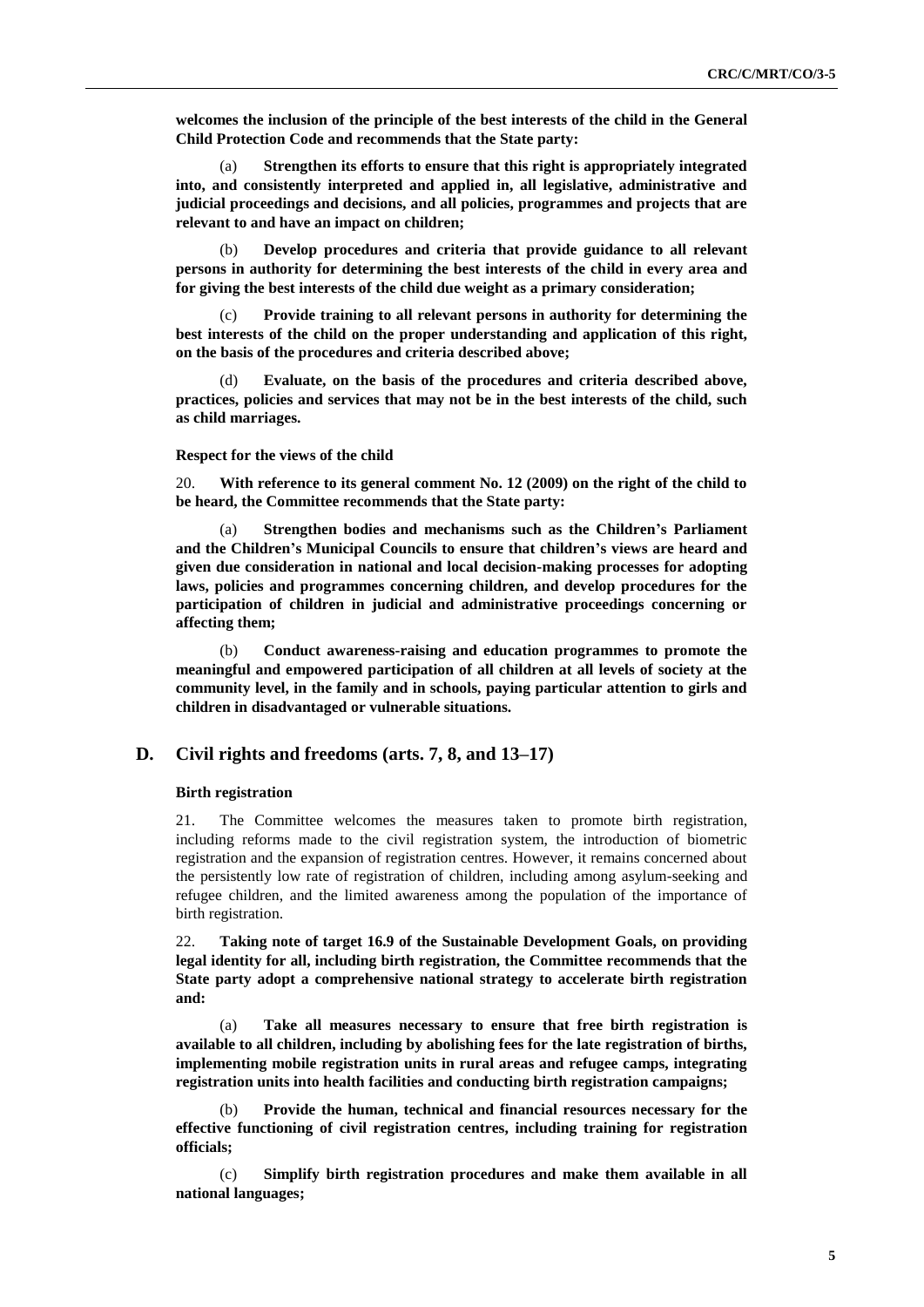**welcomes the inclusion of the principle of the best interests of the child in the General Child Protection Code and recommends that the State party:**

(a) **Strengthen its efforts to ensure that this right is appropriately integrated into, and consistently interpreted and applied in, all legislative, administrative and judicial proceedings and decisions, and all policies, programmes and projects that are relevant to and have an impact on children;**

(b) **Develop procedures and criteria that provide guidance to all relevant persons in authority for determining the best interests of the child in every area and for giving the best interests of the child due weight as a primary consideration;**

(c) **Provide training to all relevant persons in authority for determining the best interests of the child on the proper understanding and application of this right, on the basis of the procedures and criteria described above;**

(d) **Evaluate, on the basis of the procedures and criteria described above, practices, policies and services that may not be in the best interests of the child, such as child marriages.**

#### Respect for the views of the child

20. **With reference to its general comment No. 12 (2009) on the right of the child to be heard, the Committee recommends that the State party:**

(a) **Strengthen bodies and mechanisms such as the Children's Parliament and the Children's Municipal Councils to ensure that children's views are heard and given due consideration in national and local decision-making processes for adopting laws, policies and programmes concerning children, and develop procedures for the participation of children in judicial and administrative proceedings concerning or affecting them;**

(b) **Conduct awareness-raising and education programmes to promote the meaningful and empowered participation of all children at all levels of society at the community level, in the family and in schools, paying particular attention to girls and children in disadvantaged or vulnerable situations.**

## D. Civil rights and freedoms (arts. 7, 8, and 13–17)

#### Birth registration

21. The Committee welcomes the measures taken to promote birth registration, including reforms made to the civil registration system, the introduction of biometric registration and the expansion of registration centres. However, it remains concerned about the persistently low rate of registration of children, including among asylum-seeking and refugee children, and the limited awareness among the population of the importance of birth registration.

22. **Taking note of target 16.9 of the Sustainable Development Goals, on providing legal identity for all, including birth registration, the Committee recommends that the State party adopt a comprehensive national strategy to accelerate birth registration and:**

(a) **Take all measures necessary to ensure that free birth registration is available to all children, including by abolishing fees for the late registration of births, implementing mobile registration units in rural areas and refugee camps, integrating registration units into health facilities and conducting birth registration campaigns;**

(b) **Provide the human, technical and financial resources necessary for the effective functioning of civil registration centres, including training for registration officials;**

(c) **Simplify birth registration procedures and make them available in all national languages;**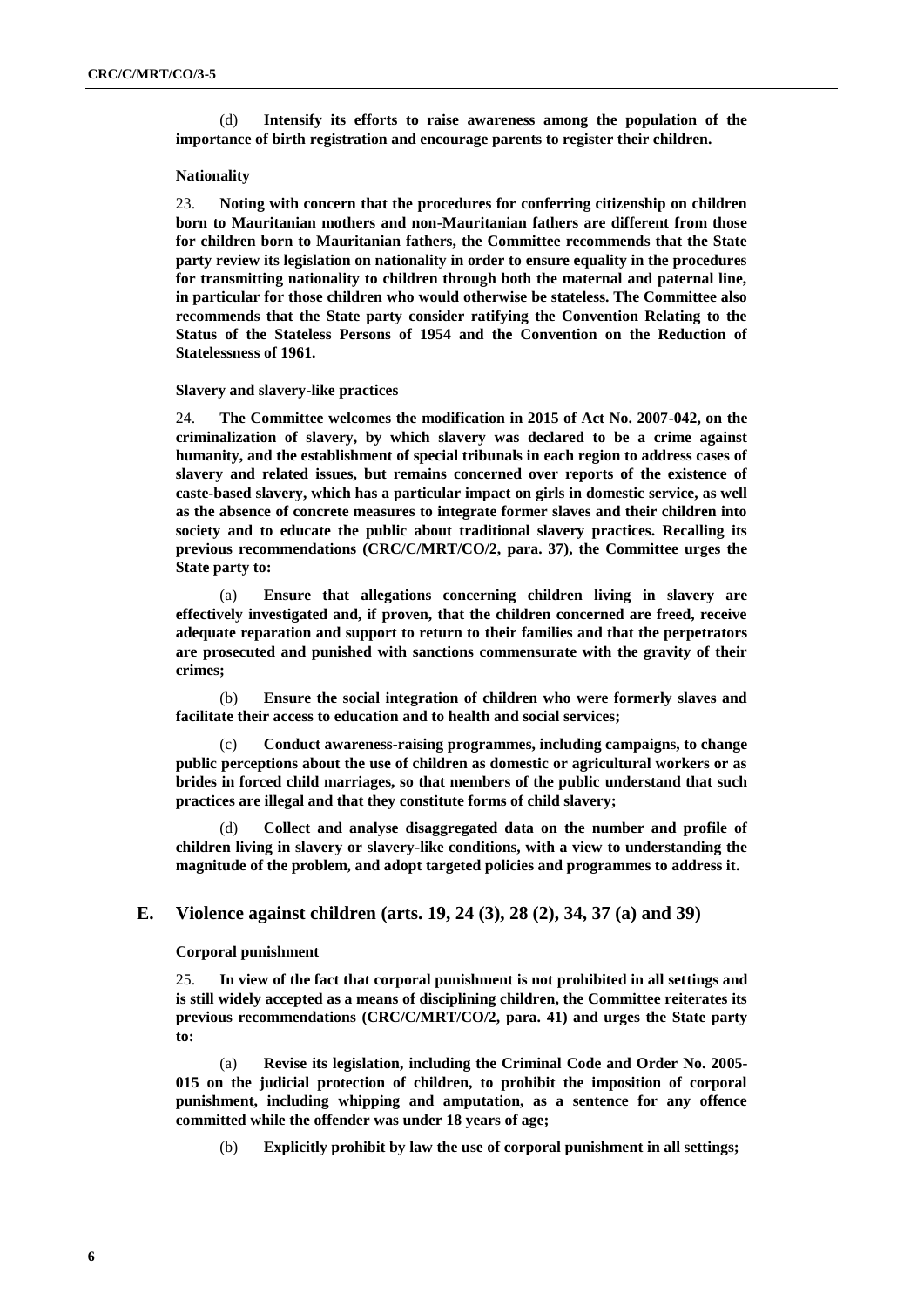(d) **Intensify its efforts to raise awareness among the population of the importance of birth registration and encourage parents to register their children.**

**Nationality**

23. **Noting with concern that the procedures for conferring citizenship on children born to Mauritanian mothers and non-Mauritanian fathers are different from those for children born to Mauritanian fathers, the Committee recommends that the State party review its legislation on nationality in order to ensure equality in the procedures for transmitting nationality to children through both the maternal and paternal line, in particular for those children who would otherwise be stateless. The Committee also recommends that the State party consider ratifying the Convention Relating to the Status of the Stateless Persons of 1954 and the Convention on the Reduction of Statelessness of 1961.**

**Slavery and slavery-like practices**

24. **The Committee welcomes the modification in 2015 of Act No. 2007-042, on the criminalization of slavery, by which slavery was declared to be a crime against humanity, and the establishment of special tribunals in each region to address cases of slavery and related issues, but remains concerned over reports of the existence of caste-based slavery, which has a particular impact on girls in domestic service, as well as the absence of concrete measures to integrate former slaves and their children into society and to educate the public about traditional slavery practices. Recalling its previous recommendations (CRC/C/MRT/CO/2, para. 37), the Committee urges the State party to:**

(a) **Ensure that allegations concerning children living in slavery are effectively investigated and, if proven, that the children concerned are freed, receive adequate reparation and support to return to their families and that the perpetrators are prosecuted and punished with sanctions commensurate with the gravity of their crimes;**

(b) **Ensure the social integration of children who were formerly slaves and facilitate their access to education and to health and social services;**

(c) **Conduct awareness-raising programmes, including campaigns, to change public perceptions about the use of children as domestic or agricultural workers or as brides in forced child marriages, so that members of the public understand that such practices are illegal and that they constitute forms of child slavery;**

(d) **Collect and analyse disaggregated data on the number and profile of children living in slavery or slavery-like conditions, with a view to understanding the magnitude of the problem, and adopt targeted policies and programmes to address it.**

## E. Violence against children (arts. 19, 24 (3), 28 (2), 34, 37 (a) and 39)

**Corporal punishment**

25. **In view of the fact that corporal punishment is not prohibited in all settings and is still widely accepted as a means of disciplining children, the Committee reiterates its previous recommendations (CRC/C/MRT/CO/2, para. 41) and urges the State party to:**

(a) **Revise its legislation, including the Criminal Code and Order No. 2005-015 on the judicial protection of children, to prohibit the imposition of corporal punishment, including whipping and amputation, as a sentence for any offence committed while the offender was under 18 years of age;**

(b) **Explicitly prohibit by law the use of corporal punishment in all settings;**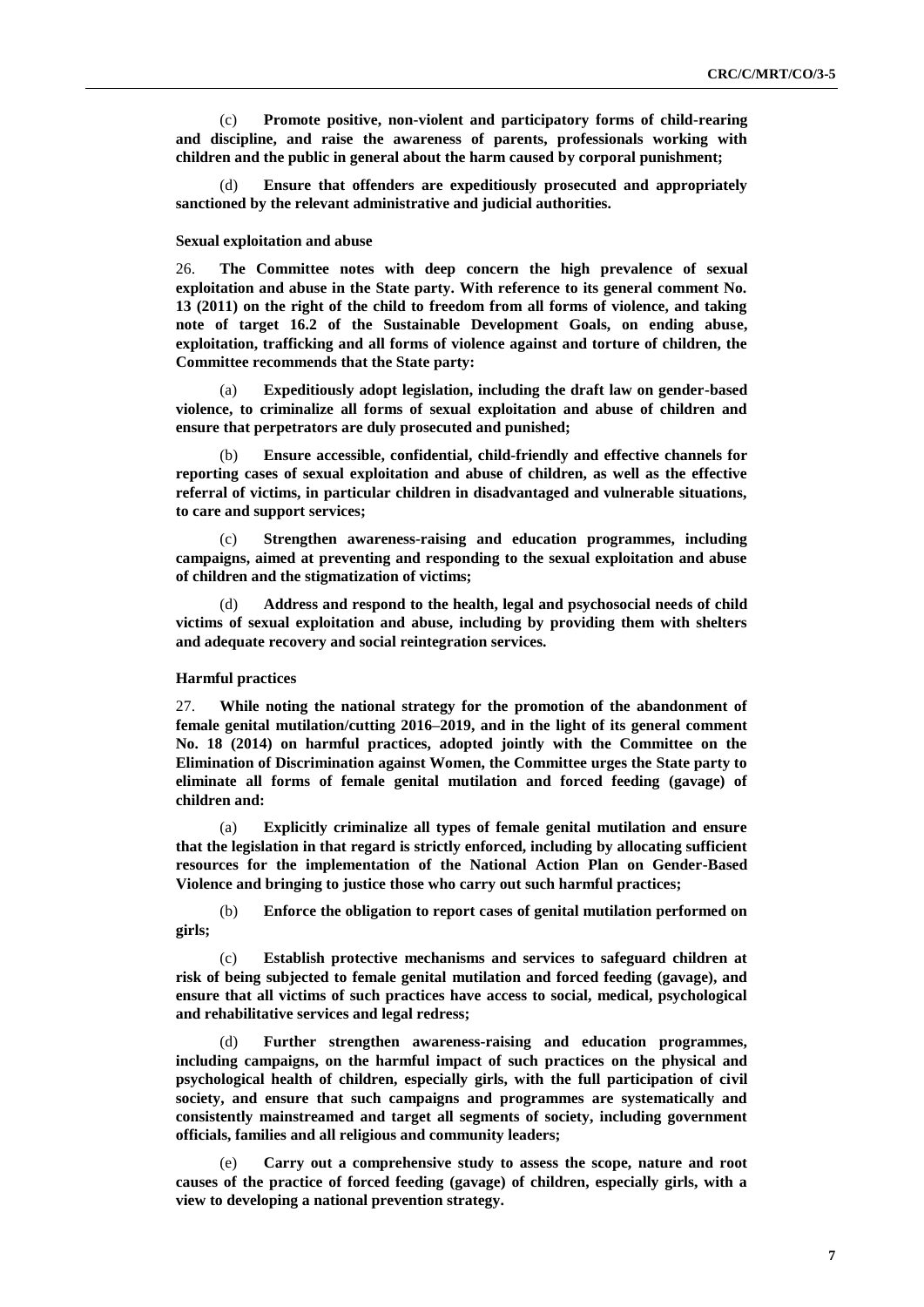(c) **Promote positive, non-violent and participatory forms of child-rearing and discipline, and raise the awareness of parents, professionals working with children and the public in general about the harm caused by corporal punishment;**

(d) **Ensure that offenders are expeditiously prosecuted and appropriately sanctioned by the relevant administrative and judicial authorities.**

### Sexual exploitation and abuse

26. **The Committee notes with deep concern the high prevalence of sexual exploitation and abuse in the State party. With reference to its general comment No. 13 (2011) on the right of the child to freedom from all forms of violence, and taking note of target 16.2 of the Sustainable Development Goals, on ending abuse, exploitation, trafficking and all forms of violence against and torture of children, the Committee recommends that the State party:**

(a) **Expeditiously adopt legislation, including the draft law on gender-based violence, to criminalize all forms of sexual exploitation and abuse of children and ensure that perpetrators are duly prosecuted and punished;**

(b) **Ensure accessible, confidential, child-friendly and effective channels for reporting cases of sexual exploitation and abuse of children, as well as the effective referral of victims, in particular children in disadvantaged and vulnerable situations, to care and support services;**

(c) **Strengthen awareness-raising and education programmes, including campaigns, aimed at preventing and responding to the sexual exploitation and abuse of children and the stigmatization of victims;**

(d) **Address and respond to the health, legal and psychosocial needs of child victims of sexual exploitation and abuse, including by providing them with shelters and adequate recovery and social reintegration services.**

### Harmful practices

27. **While noting the national strategy for the promotion of the abandonment of female genital mutilation/cutting 2016–2019, and in the light of its general comment No. 18 (2014) on harmful practices, adopted jointly with the Committee on the Elimination of Discrimination against Women, the Committee urges the State party to eliminate all forms of female genital mutilation and forced feeding (gavage) of children and:**

(a) **Explicitly criminalize all types of female genital mutilation and ensure that the legislation in that regard is strictly enforced, including by allocating sufficient resources for the implementation of the National Action Plan on Gender-Based Violence and bringing to justice those who carry out such harmful practices;**

(b) **Enforce the obligation to report cases of genital mutilation performed on girls;**

(c) **Establish protective mechanisms and services to safeguard children at risk of being subjected to female genital mutilation and forced feeding (gavage), and ensure that all victims of such practices have access to social, medical, psychological and rehabilitative services and legal redress;**

(d) **Further strengthen awareness-raising and education programmes, including campaigns, on the harmful impact of such practices on the physical and psychological health of children, especially girls, with the full participation of civil society, and ensure that such campaigns and programmes are systematically and consistently mainstreamed and target all segments of society, including government officials, families and all religious and community leaders;**

(e) **Carry out a comprehensive study to assess the scope, nature and root causes of the practice of forced feeding (gavage) of children, especially girls, with a view to developing a national prevention strategy.**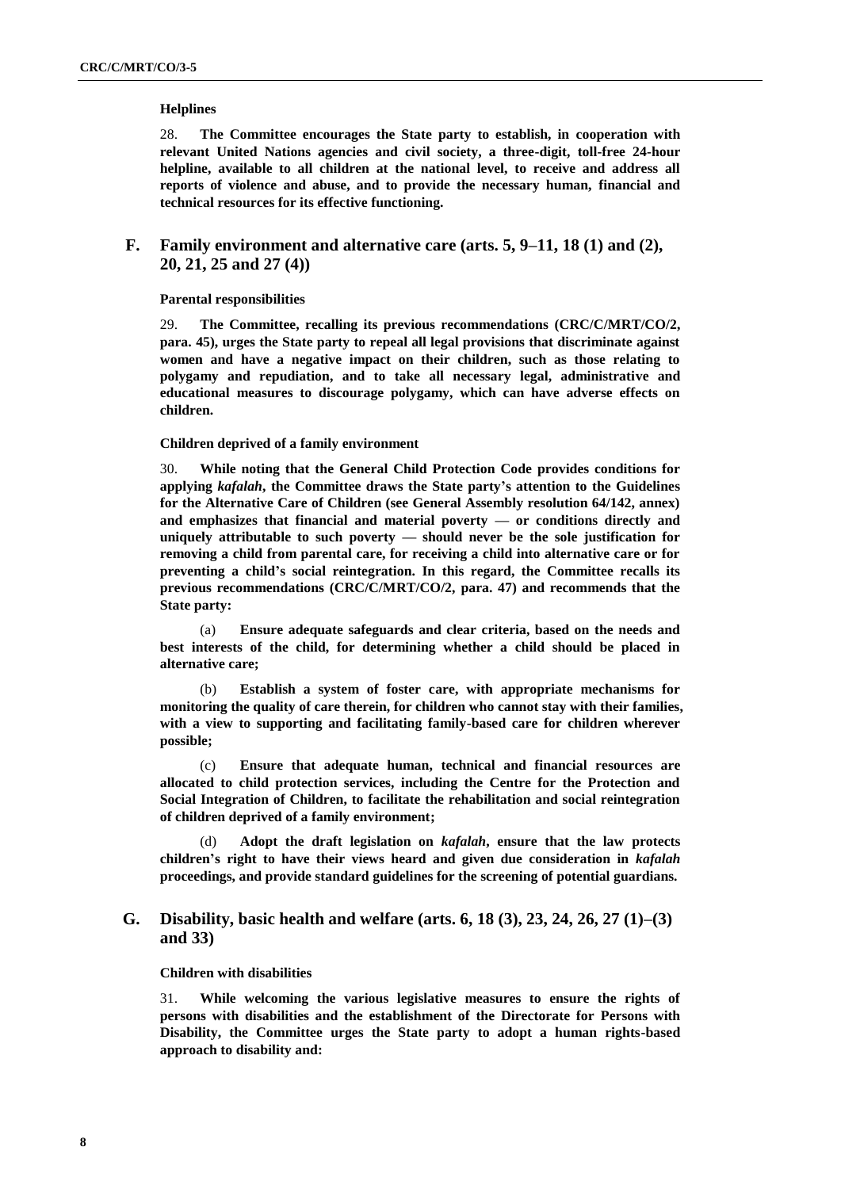### Helplines

28. **The Committee encourages the State party to establish, in cooperation with relevant United Nations agencies and civil society, a three-digit, toll-free 24-hour helpline, available to all children at the national level, to receive and address all reports of violence and abuse, and to provide the necessary human, financial and technical resources for its effective functioning.**

## F. Family environment and alternative care (arts. 5, 9–11, 18 (1) and (2), 20, 21, 25 and 27 (4))

### Parental responsibilities

29. **The Committee, recalling its previous recommendations (CRC/C/MRT/CO/2, para. 45), urges the State party to repeal all legal provisions that discriminate against women and have a negative impact on their children, such as those relating to polygamy and repudiation, and to take all necessary legal, administrative and educational measures to discourage polygamy, which can have adverse effects on children.**

### Children deprived of a family environment

30. **While noting that the General Child Protection Code provides conditions for applying *kafalah*, the Committee draws the State party's attention to the Guidelines for the Alternative Care of Children (see General Assembly resolution 64/142, annex) and emphasizes that financial and material poverty — or conditions directly and uniquely attributable to such poverty — should never be the sole justification for removing a child from parental care, for receiving a child into alternative care or for preventing a child's social reintegration. In this regard, the Committee recalls its previous recommendations (CRC/C/MRT/CO/2, para. 47) and recommends that the State party:**

(a) **Ensure adequate safeguards and clear criteria, based on the needs and best interests of the child, for determining whether a child should be placed in alternative care;**

(b) **Establish a system of foster care, with appropriate mechanisms for monitoring the quality of care therein, for children who cannot stay with their families, with a view to supporting and facilitating family-based care for children wherever possible;**

(c) **Ensure that adequate human, technical and financial resources are allocated to child protection services, including the Centre for the Protection and Social Integration of Children, to facilitate the rehabilitation and social reintegration of children deprived of a family environment;**

(d) **Adopt the draft legislation on *kafalah*, ensure that the law protects children's right to have their views heard and given due consideration in *kafalah* proceedings, and provide standard guidelines for the screening of potential guardians.**

## G. Disability, basic health and welfare (arts. 6, 18 (3), 23, 24, 26, 27 (1)–(3) and 33)

### Children with disabilities

31. **While welcoming the various legislative measures to ensure the rights of persons with disabilities and the establishment of the Directorate for Persons with Disability, the Committee urges the State party to adopt a human rights-based approach to disability and:**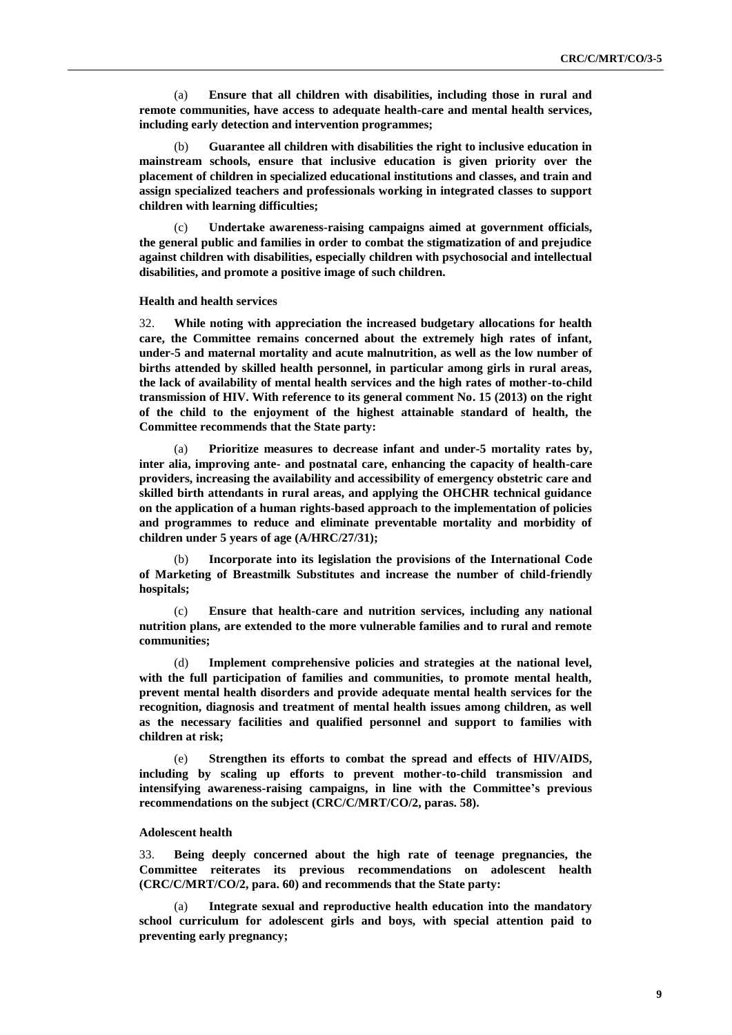(a) **Ensure that all children with disabilities, including those in rural and remote communities, have access to adequate health-care and mental health services, including early detection and intervention programmes;**

(b) **Guarantee all children with disabilities the right to inclusive education in mainstream schools, ensure that inclusive education is given priority over the placement of children in specialized educational institutions and classes, and train and assign specialized teachers and professionals working in integrated classes to support children with learning difficulties;**

(c) **Undertake awareness-raising campaigns aimed at government officials, the general public and families in order to combat the stigmatization of and prejudice against children with disabilities, especially children with psychosocial and intellectual disabilities, and promote a positive image of such children.**

#### Health and health services

32. **While noting with appreciation the increased budgetary allocations for health care, the Committee remains concerned about the extremely high rates of infant, under-5 and maternal mortality and acute malnutrition, as well as the low number of births attended by skilled health personnel, in particular among girls in rural areas, the lack of availability of mental health services and the high rates of mother-to-child transmission of HIV. With reference to its general comment No. 15 (2013) on the right of the child to the enjoyment of the highest attainable standard of health, the Committee recommends that the State party:**

(a) **Prioritize measures to decrease infant and under-5 mortality rates by, inter alia, improving ante- and postnatal care, enhancing the capacity of health-care providers, increasing the availability and accessibility of emergency obstetric care and skilled birth attendants in rural areas, and applying the OHCHR technical guidance on the application of a human rights-based approach to the implementation of policies and programmes to reduce and eliminate preventable mortality and morbidity of children under 5 years of age (A/HRC/27/31);**

(b) **Incorporate into its legislation the provisions of the International Code of Marketing of Breastmilk Substitutes and increase the number of child-friendly hospitals;**

(c) **Ensure that health-care and nutrition services, including any national nutrition plans, are extended to the more vulnerable families and to rural and remote communities;**

(d) **Implement comprehensive policies and strategies at the national level, with the full participation of families and communities, to promote mental health, prevent mental health disorders and provide adequate mental health services for the recognition, diagnosis and treatment of mental health issues among children, as well as the necessary facilities and qualified personnel and support to families with children at risk;**

(e) **Strengthen its efforts to combat the spread and effects of HIV/AIDS, including by scaling up efforts to prevent mother-to-child transmission and intensifying awareness-raising campaigns, in line with the Committee's previous recommendations on the subject (CRC/C/MRT/CO/2, paras. 58).**

#### Adolescent health

33. **Being deeply concerned about the high rate of teenage pregnancies, the Committee reiterates its previous recommendations on adolescent health (CRC/C/MRT/CO/2, para. 60) and recommends that the State party:**

(a) **Integrate sexual and reproductive health education into the mandatory school curriculum for adolescent girls and boys, with special attention paid to preventing early pregnancy;**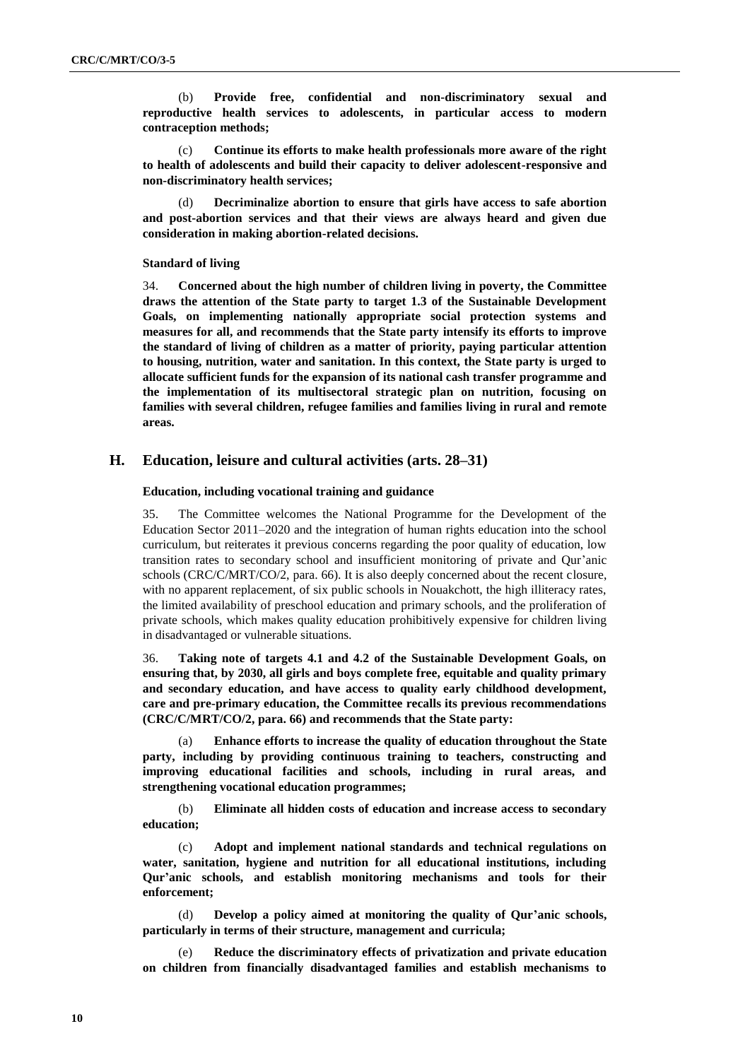(b) **Provide free, confidential and non-discriminatory sexual and reproductive health services to adolescents, in particular access to modern contraception methods;**

(c) **Continue its efforts to make health professionals more aware of the right to health of adolescents and build their capacity to deliver adolescent-responsive and non-discriminatory health services;**

(d) **Decriminalize abortion to ensure that girls have access to safe abortion and post-abortion services and that their views are always heard and given due consideration in making abortion-related decisions.**

**Standard of living**

34. **Concerned about the high number of children living in poverty, the Committee draws the attention of the State party to target 1.3 of the Sustainable Development Goals, on implementing nationally appropriate social protection systems and measures for all, and recommends that the State party intensify its efforts to improve the standard of living of children as a matter of priority, paying particular attention to housing, nutrition, water and sanitation. In this context, the State party is urged to allocate sufficient funds for the expansion of its national cash transfer programme and the implementation of its multisectoral strategic plan on nutrition, focusing on families with several children, refugee families and families living in rural and remote areas.**

## H. Education, leisure and cultural activities (arts. 28–31)

**Education, including vocational training and guidance**

35. The Committee welcomes the National Programme for the Development of the Education Sector 2011–2020 and the integration of human rights education into the school curriculum, but reiterates it previous concerns regarding the poor quality of education, low transition rates to secondary school and insufficient monitoring of private and Qur'anic schools (CRC/C/MRT/CO/2, para. 66). It is also deeply concerned about the recent closure, with no apparent replacement, of six public schools in Nouakchott, the high illiteracy rates, the limited availability of preschool education and primary schools, and the proliferation of private schools, which makes quality education prohibitively expensive for children living in disadvantaged or vulnerable situations.

36. **Taking note of targets 4.1 and 4.2 of the Sustainable Development Goals, on ensuring that, by 2030, all girls and boys complete free, equitable and quality primary and secondary education, and have access to quality early childhood development, care and pre-primary education, the Committee recalls its previous recommendations (CRC/C/MRT/CO/2, para. 66) and recommends that the State party:**

(a) **Enhance efforts to increase the quality of education throughout the State party, including by providing continuous training to teachers, constructing and improving educational facilities and schools, including in rural areas, and strengthening vocational education programmes;**

(b) **Eliminate all hidden costs of education and increase access to secondary education;**

(c) **Adopt and implement national standards and technical regulations on water, sanitation, hygiene and nutrition for all educational institutions, including Qur'anic schools, and establish monitoring mechanisms and tools for their enforcement;**

(d) **Develop a policy aimed at monitoring the quality of Qur'anic schools, particularly in terms of their structure, management and curricula;**

(e) **Reduce the discriminatory effects of privatization and private education on children from financially disadvantaged families and establish mechanisms to**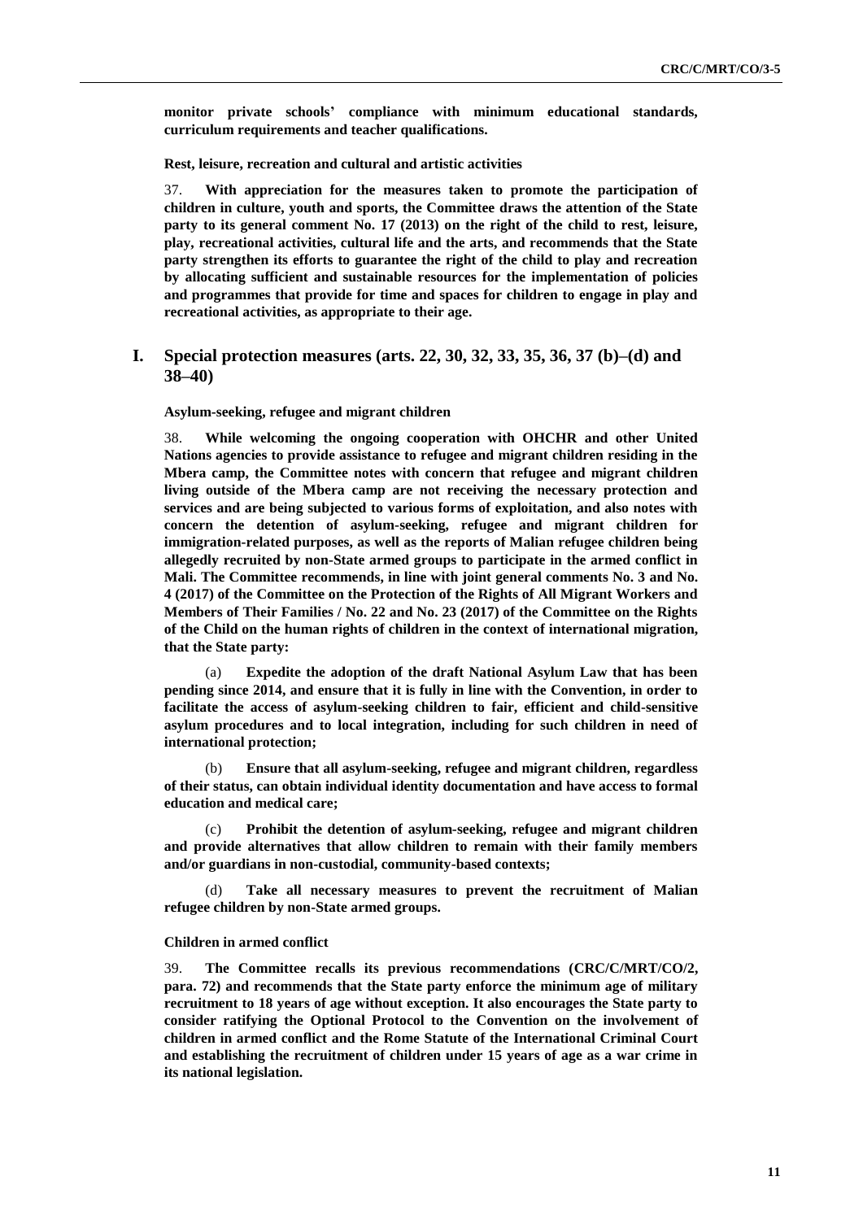**monitor private schools' compliance with minimum educational standards, curriculum requirements and teacher qualifications.**

**Rest, leisure, recreation and cultural and artistic activities**

37. **With appreciation for the measures taken to promote the participation of children in culture, youth and sports, the Committee draws the attention of the State party to its general comment No. 17 (2013) on the right of the child to rest, leisure, play, recreational activities, cultural life and the arts, and recommends that the State party strengthen its efforts to guarantee the right of the child to play and recreation by allocating sufficient and sustainable resources for the implementation of policies and programmes that provide for time and spaces for children to engage in play and recreational activities, as appropriate to their age.**

## I. Special protection measures (arts. 22, 30, 32, 33, 35, 36, 37 (b)–(d) and 38–40)

**Asylum-seeking, refugee and migrant children**

38. **While welcoming the ongoing cooperation with OHCHR and other United Nations agencies to provide assistance to refugee and migrant children residing in the Mbera camp, the Committee notes with concern that refugee and migrant children living outside of the Mbera camp are not receiving the necessary protection and services and are being subjected to various forms of exploitation, and also notes with concern the detention of asylum-seeking, refugee and migrant children for immigration-related purposes, as well as the reports of Malian refugee children being allegedly recruited by non-State armed groups to participate in the armed conflict in Mali. The Committee recommends, in line with joint general comments No. 3 and No. 4 (2017) of the Committee on the Protection of the Rights of All Migrant Workers and Members of Their Families / No. 22 and No. 23 (2017) of the Committee on the Rights of the Child on the human rights of children in the context of international migration, that the State party:**

(a) **Expedite the adoption of the draft National Asylum Law that has been pending since 2014, and ensure that it is fully in line with the Convention, in order to facilitate the access of asylum-seeking children to fair, efficient and child-sensitive asylum procedures and to local integration, including for such children in need of international protection;**

(b) **Ensure that all asylum-seeking, refugee and migrant children, regardless of their status, can obtain individual identity documentation and have access to formal education and medical care;**

(c) **Prohibit the detention of asylum-seeking, refugee and migrant children and provide alternatives that allow children to remain with their family members and/or guardians in non-custodial, community-based contexts;**

(d) **Take all necessary measures to prevent the recruitment of Malian refugee children by non-State armed groups.**

**Children in armed conflict**

39. **The Committee recalls its previous recommendations (CRC/C/MRT/CO/2, para. 72) and recommends that the State party enforce the minimum age of military recruitment to 18 years of age without exception. It also encourages the State party to consider ratifying the Optional Protocol to the Convention on the involvement of children in armed conflict and the Rome Statute of the International Criminal Court and establishing the recruitment of children under 15 years of age as a war crime in its national legislation.**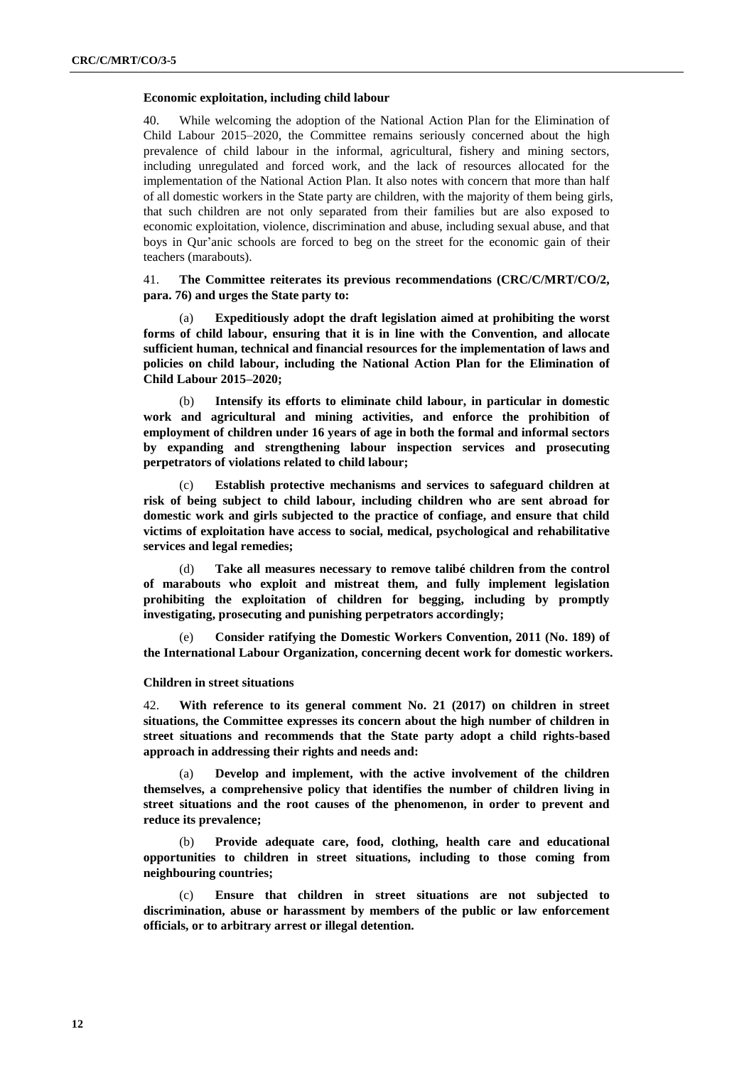**Economic exploitation, including child labour**

40. While welcoming the adoption of the National Action Plan for the Elimination of Child Labour 2015–2020, the Committee remains seriously concerned about the high prevalence of child labour in the informal, agricultural, fishery and mining sectors, including unregulated and forced work, and the lack of resources allocated for the implementation of the National Action Plan. It also notes with concern that more than half of all domestic workers in the State party are children, with the majority of them being girls, that such children are not only separated from their families but are also exposed to economic exploitation, violence, discrimination and abuse, including sexual abuse, and that boys in Qur'anic schools are forced to beg on the street for the economic gain of their teachers (marabouts).

41. **The Committee reiterates its previous recommendations (CRC/C/MRT/CO/2, para. 76) and urges the State party to:**

(a) **Expeditiously adopt the draft legislation aimed at prohibiting the worst forms of child labour, ensuring that it is in line with the Convention, and allocate sufficient human, technical and financial resources for the implementation of laws and policies on child labour, including the National Action Plan for the Elimination of Child Labour 2015–2020;**

(b) **Intensify its efforts to eliminate child labour, in particular in domestic work and agricultural and mining activities, and enforce the prohibition of employment of children under 16 years of age in both the formal and informal sectors by expanding and strengthening labour inspection services and prosecuting perpetrators of violations related to child labour;**

(c) **Establish protective mechanisms and services to safeguard children at risk of being subject to child labour, including children who are sent abroad for domestic work and girls subjected to the practice of confiage, and ensure that child victims of exploitation have access to social, medical, psychological and rehabilitative services and legal remedies;**

(d) **Take all measures necessary to remove talibé children from the control of marabouts who exploit and mistreat them, and fully implement legislation prohibiting the exploitation of children for begging, including by promptly investigating, prosecuting and punishing perpetrators accordingly;**

(e) **Consider ratifying the Domestic Workers Convention, 2011 (No. 189) of the International Labour Organization, concerning decent work for domestic workers.**

**Children in street situations**

42. **With reference to its general comment No. 21 (2017) on children in street situations, the Committee expresses its concern about the high number of children in street situations and recommends that the State party adopt a child rights-based approach in addressing their rights and needs and:**

(a) **Develop and implement, with the active involvement of the children themselves, a comprehensive policy that identifies the number of children living in street situations and the root causes of the phenomenon, in order to prevent and reduce its prevalence;**

(b) **Provide adequate care, food, clothing, health care and educational opportunities to children in street situations, including to those coming from neighbouring countries;**

(c) **Ensure that children in street situations are not subjected to discrimination, abuse or harassment by members of the public or law enforcement officials, or to arbitrary arrest or illegal detention.**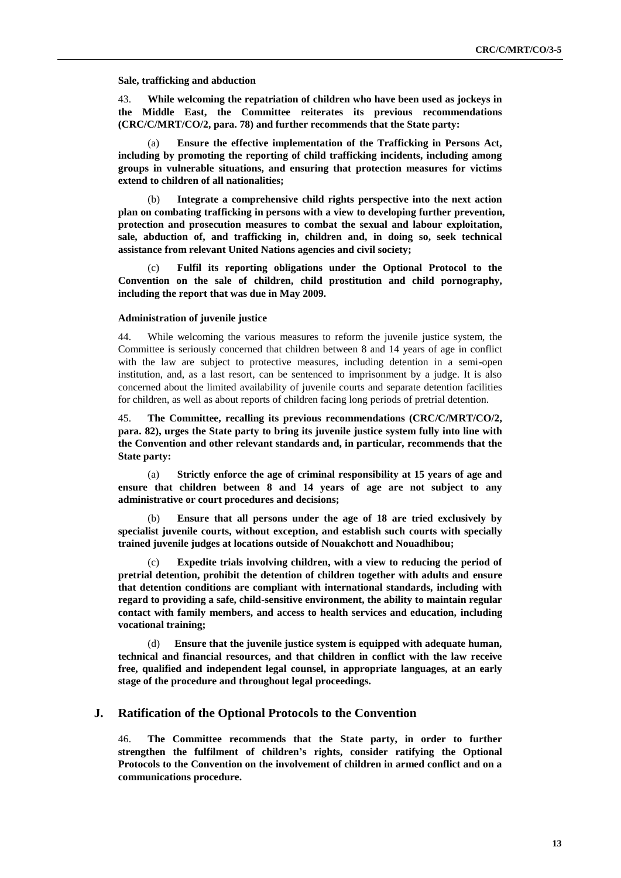**Sale, trafficking and abduction**

43. **While welcoming the repatriation of children who have been used as jockeys in the Middle East, the Committee reiterates its previous recommendations (CRC/C/MRT/CO/2, para. 78) and further recommends that the State party:**

(a) **Ensure the effective implementation of the Trafficking in Persons Act, including by promoting the reporting of child trafficking incidents, including among groups in vulnerable situations, and ensuring that protection measures for victims extend to children of all nationalities;**

(b) **Integrate a comprehensive child rights perspective into the next action plan on combating trafficking in persons with a view to developing further prevention, protection and prosecution measures to combat the sexual and labour exploitation, sale, abduction of, and trafficking in, children and, in doing so, seek technical assistance from relevant United Nations agencies and civil society;**

(c) **Fulfil its reporting obligations under the Optional Protocol to the Convention on the sale of children, child prostitution and child pornography, including the report that was due in May 2009.**

**Administration of juvenile justice**

44. While welcoming the various measures to reform the juvenile justice system, the Committee is seriously concerned that children between 8 and 14 years of age in conflict with the law are subject to protective measures, including detention in a semi-open institution, and, as a last resort, can be sentenced to imprisonment by a judge. It is also concerned about the limited availability of juvenile courts and separate detention facilities for children, as well as about reports of children facing long periods of pretrial detention.

45. **The Committee, recalling its previous recommendations (CRC/C/MRT/CO/2, para. 82), urges the State party to bring its juvenile justice system fully into line with the Convention and other relevant standards and, in particular, recommends that the State party:**

(a) **Strictly enforce the age of criminal responsibility at 15 years of age and ensure that children between 8 and 14 years of age are not subject to any administrative or court procedures and decisions;**

(b) **Ensure that all persons under the age of 18 are tried exclusively by specialist juvenile courts, without exception, and establish such courts with specially trained juvenile judges at locations outside of Nouakchott and Nouadhibou;**

(c) **Expedite trials involving children, with a view to reducing the period of pretrial detention, prohibit the detention of children together with adults and ensure that detention conditions are compliant with international standards, including with regard to providing a safe, child-sensitive environment, the ability to maintain regular contact with family members, and access to health services and education, including vocational training;**

(d) **Ensure that the juvenile justice system is equipped with adequate human, technical and financial resources, and that children in conflict with the law receive free, qualified and independent legal counsel, in appropriate languages, at an early stage of the procedure and throughout legal proceedings.**

## J. Ratification of the Optional Protocols to the Convention

46. **The Committee recommends that the State party, in order to further strengthen the fulfilment of children's rights, consider ratifying the Optional Protocols to the Convention on the involvement of children in armed conflict and on a communications procedure.**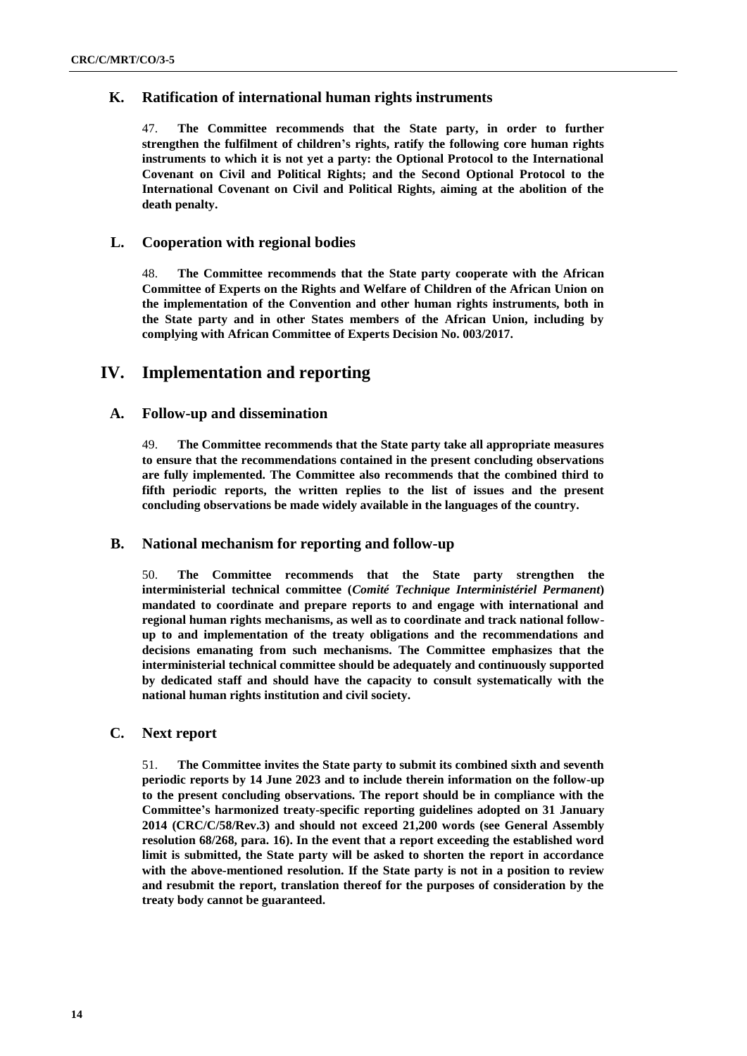### K. Ratification of international human rights instruments

47. **The Committee recommends that the State party, in order to further strengthen the fulfilment of children's rights, ratify the following core human rights instruments to which it is not yet a party: the Optional Protocol to the International Covenant on Civil and Political Rights; and the Second Optional Protocol to the International Covenant on Civil and Political Rights, aiming at the abolition of the death penalty.**

### L. Cooperation with regional bodies

48. **The Committee recommends that the State party cooperate with the African Committee of Experts on the Rights and Welfare of Children of the African Union on the implementation of the Convention and other human rights instruments, both in the State party and in other States members of the African Union, including by complying with African Committee of Experts Decision No. 003/2017.**

## IV. Implementation and reporting

### A. Follow-up and dissemination

49. **The Committee recommends that the State party take all appropriate measures to ensure that the recommendations contained in the present concluding observations are fully implemented. The Committee also recommends that the combined third to fifth periodic reports, the written replies to the list of issues and the present concluding observations be made widely available in the languages of the country.**

### B. National mechanism for reporting and follow-up

50. **The Committee recommends that the State party strengthen the interministerial technical committee (*Comité Technique Interministériel Permanent*) mandated to coordinate and prepare reports to and engage with international and regional human rights mechanisms, as well as to coordinate and track national follow-up to and implementation of the treaty obligations and the recommendations and decisions emanating from such mechanisms. The Committee emphasizes that the interministerial technical committee should be adequately and continuously supported by dedicated staff and should have the capacity to consult systematically with the national human rights institution and civil society.**

### C. Next report

51. **The Committee invites the State party to submit its combined sixth and seventh periodic reports by 14 June 2023 and to include therein information on the follow-up to the present concluding observations. The report should be in compliance with the Committee's harmonized treaty-specific reporting guidelines adopted on 31 January 2014 (CRC/C/58/Rev.3) and should not exceed 21,200 words (see General Assembly resolution 68/268, para. 16). In the event that a report exceeding the established word limit is submitted, the State party will be asked to shorten the report in accordance with the above-mentioned resolution. If the State party is not in a position to review and resubmit the report, translation thereof for the purposes of consideration by the treaty body cannot be guaranteed.**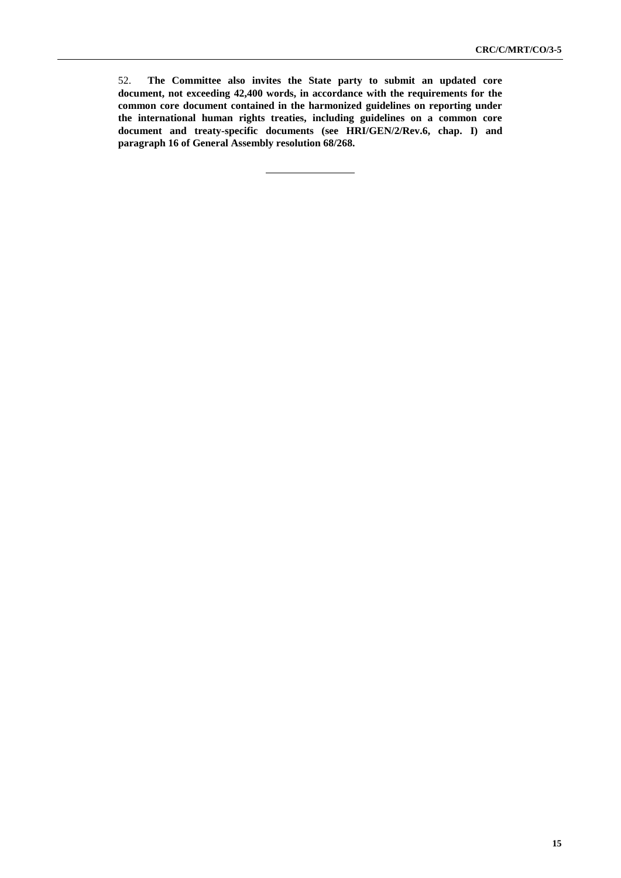52. **The Committee also invites the State party to submit an updated core document, not exceeding 42,400 words, in accordance with the requirements for the common core document contained in the harmonized guidelines on reporting under the international human rights treaties, including guidelines on a common core document and treaty-specific documents (see HRI/GEN/2/Rev.6, chap. I) and paragraph 16 of General Assembly resolution 68/268.**